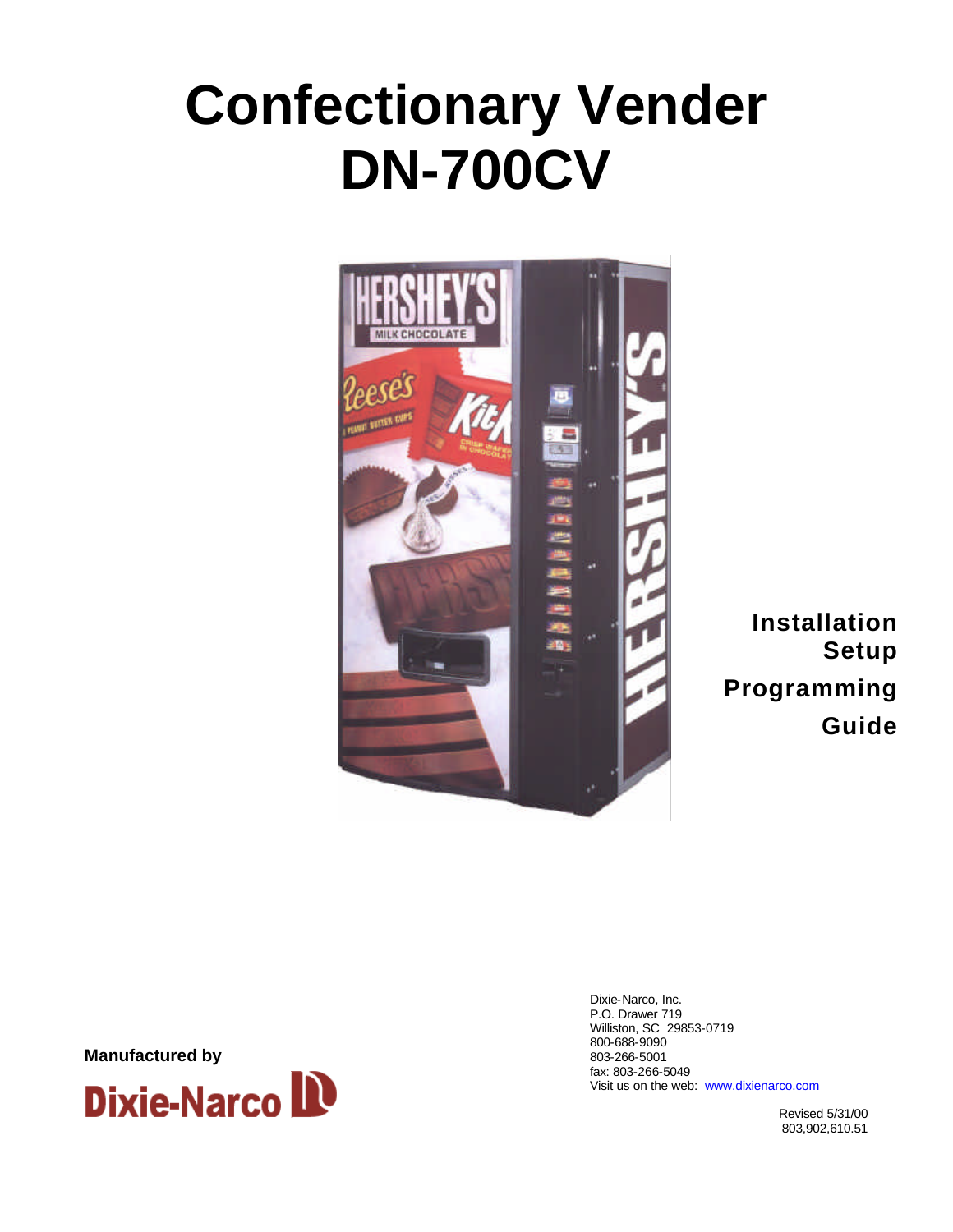# Confectionary Vender DN-700CV

**Installation**
**Setup**
**Programming**
**Guide**

**Manufactured by**

Dixie-Narco

Dixie-Narco, Inc.
P.O. Drawer 719
Williston, SC 29853-0719
800-688-9090
803-266-5001
fax: 803-266-5049
Visit us on the web: www.dixienarco.com

Revised 5/31/00
803,902,610.51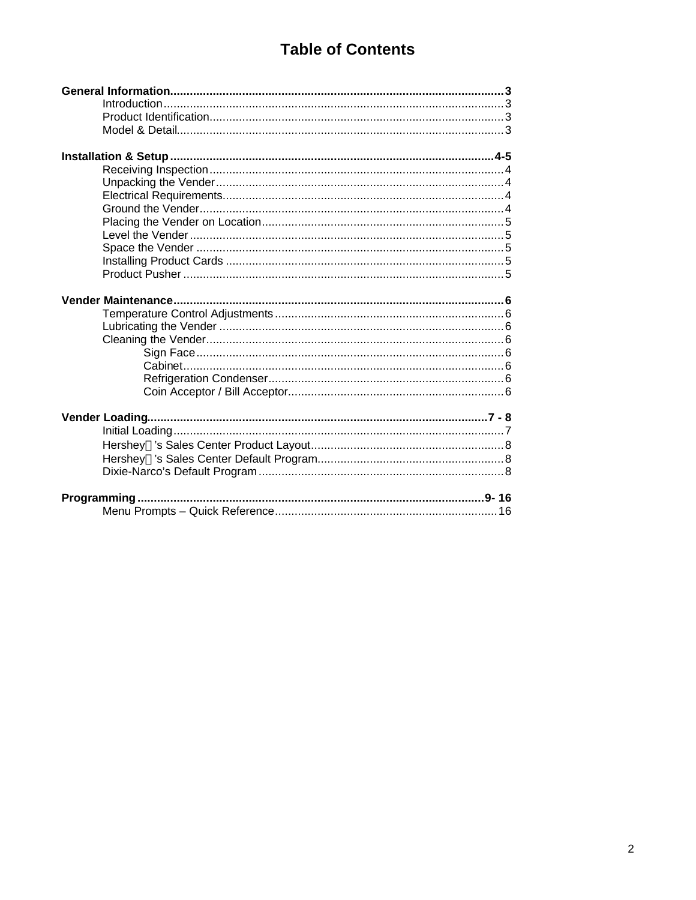# Table of Contents

**General Information** .......... 3
- Introduction .......... 3
- Product Identification .......... 3
- Model & Detail .......... 3

**Installation & Setup** .......... 4-5
- Receiving Inspection .......... 4
- Unpacking the Vender .......... 4
- Electrical Requirements .......... 4
- Ground the Vender .......... 4
- Placing the Vender on Location .......... 5
- Level the Vender .......... 5
- Space the Vender .......... 5
- Installing Product Cards .......... 5
- Product Pusher .......... 5

**Vender Maintenance** .......... 6
- Temperature Control Adjustments .......... 6
- Lubricating the Vender .......... 6
- Cleaning the Vender .......... 6
  - Sign Face .......... 6
  - Cabinet .......... 6
  - Refrigeration Condenser .......... 6
  - Coin Acceptor / Bill Acceptor .......... 6

**Vender Loading** .......... 7 - 8
- Initial Loading .......... 7
- Hershey’s Sales Center Product Layout .......... 8
- Hershey’s Sales Center Default Program .......... 8
- Dixie-Narco’s Default Program .......... 8

**Programming** .......... 9- 16
- Menu Prompts – Quick Reference .......... 16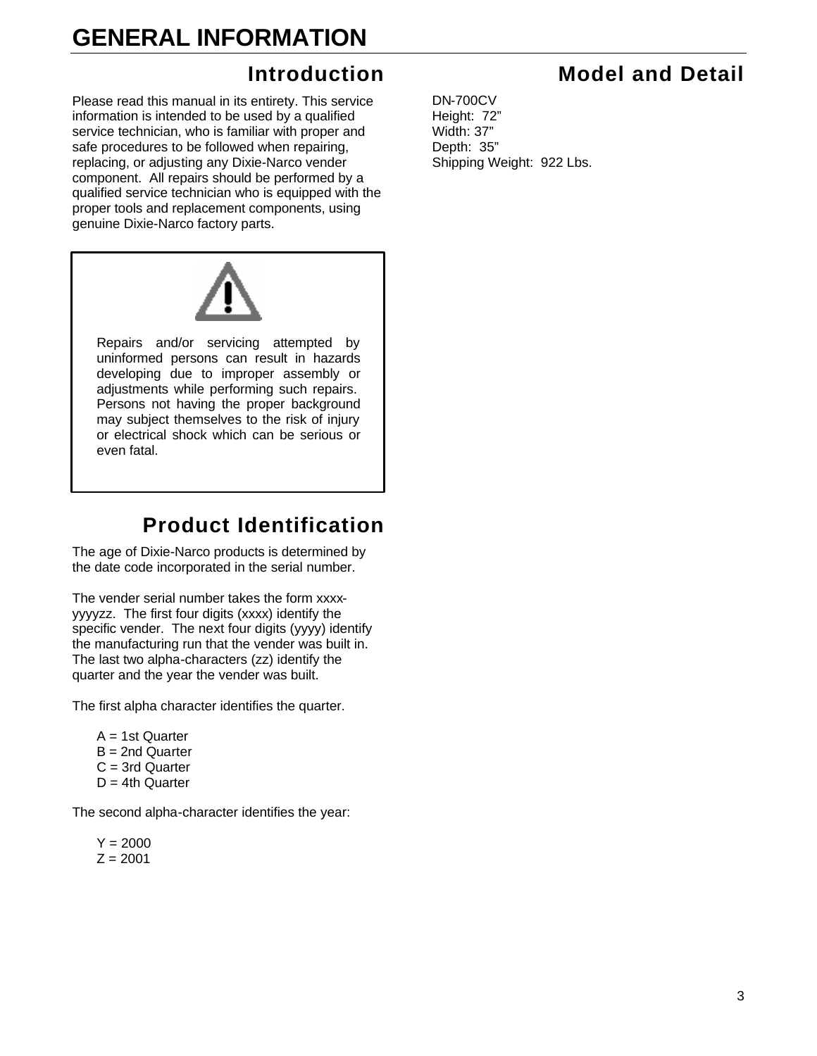# GENERAL INFORMATION

## Introduction

Please read this manual in its entirety. This service information is intended to be used by a qualified service technician, who is familiar with proper and safe procedures to be followed when repairing, replacing, or adjusting any Dixie-Narco vender component. All repairs should be performed by a qualified service technician who is equipped with the proper tools and replacement components, using genuine Dixie-Narco factory parts.

> Repairs and/or servicing attempted by uninformed persons can result in hazards developing due to improper assembly or adjustments while performing such repairs. Persons not having the proper background may subject themselves to the risk of injury or electrical shock which can be serious or even fatal.

## Product Identification

The age of Dixie-Narco products is determined by the date code incorporated in the serial number.

The vender serial number takes the form xxxx-yyyyzz. The first four digits (xxxx) identify the specific vender. The next four digits (yyyy) identify the manufacturing run that the vender was built in. The last two alpha-characters (zz) identify the quarter and the year the vender was built.

The first alpha character identifies the quarter.

A = 1st Quarter
B = 2nd Quarter
C = 3rd Quarter
D = 4th Quarter

The second alpha-character identifies the year:

Y = 2000
Z = 2001

## Model and Detail

DN-700CV
Height: 72”
Width: 37”
Depth: 35”
Shipping Weight: 922 Lbs.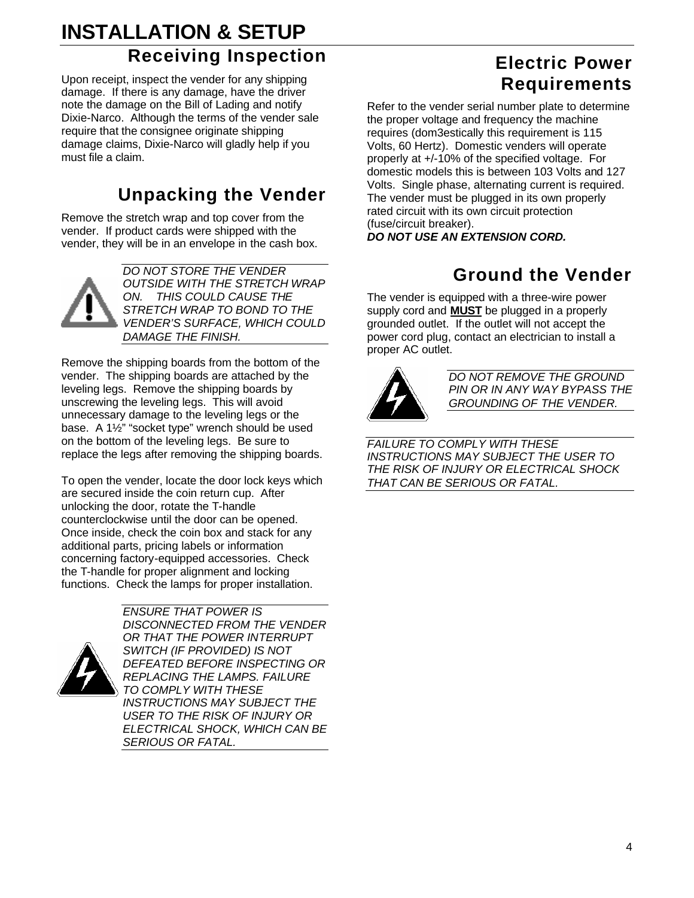# INSTALLATION & SETUP

## Receiving Inspection

Upon receipt, inspect the vender for any shipping damage. If there is any damage, have the driver note the damage on the Bill of Lading and notify Dixie-Narco. Although the terms of the vender sale require that the consignee originate shipping damage claims, Dixie-Narco will gladly help if you must file a claim.

## Unpacking the Vender

Remove the stretch wrap and top cover from the vender. If product cards were shipped with the vender, they will be in an envelope in the cash box.

*DO NOT STORE THE VENDER OUTSIDE WITH THE STRETCH WRAP ON. THIS COULD CAUSE THE STRETCH WRAP TO BOND TO THE VENDER'S SURFACE, WHICH COULD DAMAGE THE FINISH.*

Remove the shipping boards from the bottom of the vender. The shipping boards are attached by the leveling legs. Remove the shipping boards by unscrewing the leveling legs. This will avoid unnecessary damage to the leveling legs or the base. A 1½" "socket type" wrench should be used on the bottom of the leveling legs. Be sure to replace the legs after removing the shipping boards.

To open the vender, locate the door lock keys which are secured inside the coin return cup. After unlocking the door, rotate the T-handle counterclockwise until the door can be opened. Once inside, check the coin box and stack for any additional parts, pricing labels or information concerning factory-equipped accessories. Check the T-handle for proper alignment and locking functions. Check the lamps for proper installation.

*ENSURE THAT POWER IS DISCONNECTED FROM THE VENDER OR THAT THE POWER INTERRUPT SWITCH (IF PROVIDED) IS NOT DEFEATED BEFORE INSPECTING OR REPLACING THE LAMPS. FAILURE TO COMPLY WITH THESE INSTRUCTIONS MAY SUBJECT THE USER TO THE RISK OF INJURY OR ELECTRICAL SHOCK, WHICH CAN BE SERIOUS OR FATAL.*

## Electric Power Requirements

Refer to the vender serial number plate to determine the proper voltage and frequency the machine requires (dom3estically this requirement is 115 Volts, 60 Hertz). Domestic venders will operate properly at +/-10% of the specified voltage. For domestic models this is between 103 Volts and 127 Volts. Single phase, alternating current is required. The vender must be plugged in its own properly rated circuit with its own circuit protection (fuse/circuit breaker).

***DO NOT USE AN EXTENSION CORD.***

## Ground the Vender

The vender is equipped with a three-wire power supply cord and **MUST** be plugged in a properly grounded outlet. If the outlet will not accept the power cord plug, contact an electrician to install a proper AC outlet.

*DO NOT REMOVE THE GROUND PIN OR IN ANY WAY BYPASS THE GROUNDING OF THE VENDER.*

*FAILURE TO COMPLY WITH THESE INSTRUCTIONS MAY SUBJECT THE USER TO THE RISK OF INJURY OR ELECTRICAL SHOCK THAT CAN BE SERIOUS OR FATAL.*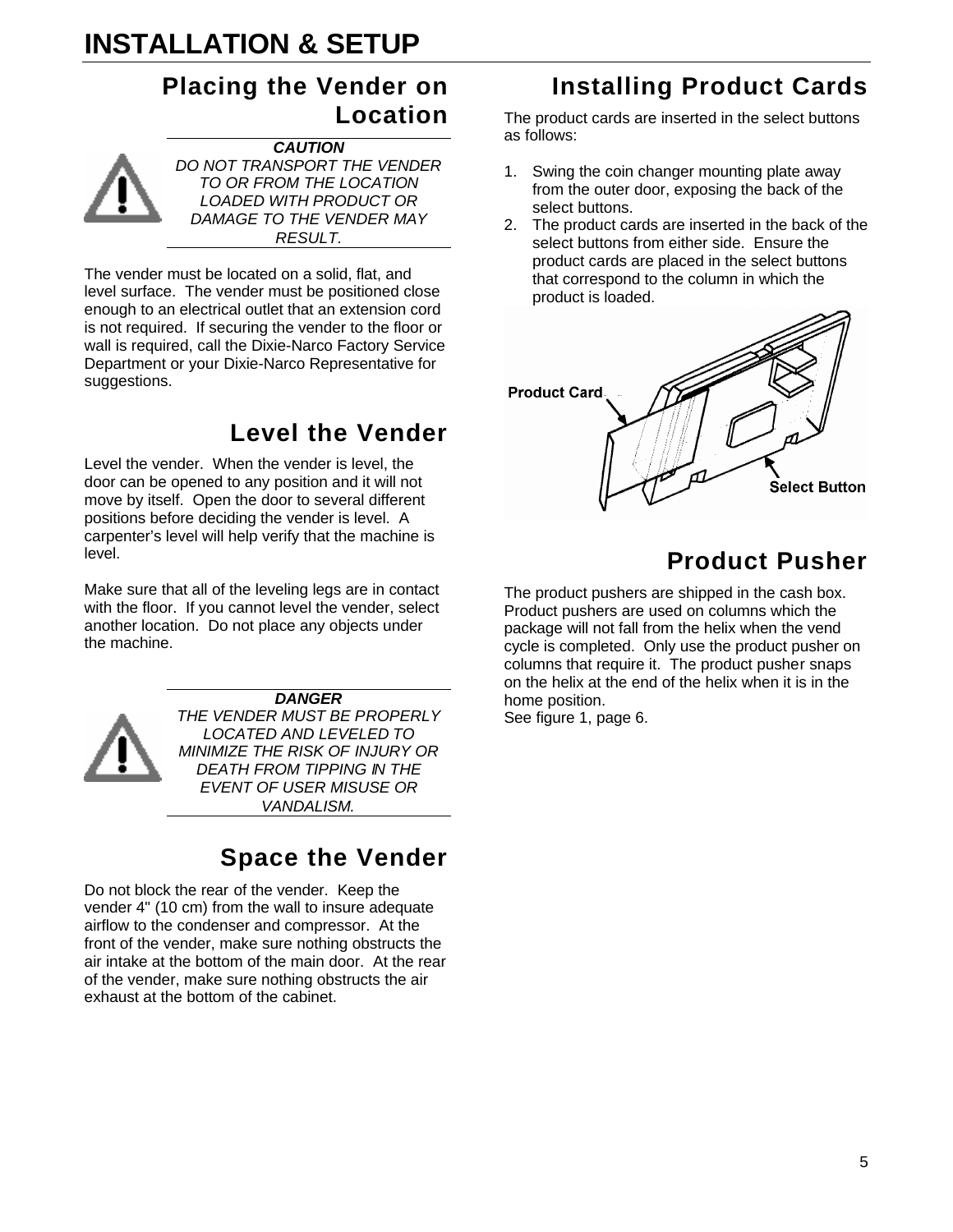# INSTALLATION & SETUP

## Placing the Vender on Location

***CAUTION***
*DO NOT TRANSPORT THE VENDER TO OR FROM THE LOCATION LOADED WITH PRODUCT OR DAMAGE TO THE VENDER MAY RESULT.*

The vender must be located on a solid, flat, and level surface. The vender must be positioned close enough to an electrical outlet that an extension cord is not required. If securing the vender to the floor or wall is required, call the Dixie-Narco Factory Service Department or your Dixie-Narco Representative for suggestions.

## Level the Vender

Level the vender. When the vender is level, the door can be opened to any position and it will not move by itself. Open the door to several different positions before deciding the vender is level. A carpenter's level will help verify that the machine is level.

Make sure that all of the leveling legs are in contact with the floor. If you cannot level the vender, select another location. Do not place any objects under the machine.

***DANGER***
*THE VENDER MUST BE PROPERLY LOCATED AND LEVELED TO MINIMIZE THE RISK OF INJURY OR DEATH FROM TIPPING IN THE EVENT OF USER MISUSE OR VANDALISM.*

## Space the Vender

Do not block the rear of the vender. Keep the vender 4" (10 cm) from the wall to insure adequate airflow to the condenser and compressor. At the front of the vender, make sure nothing obstructs the air intake at the bottom of the main door. At the rear of the vender, make sure nothing obstructs the air exhaust at the bottom of the cabinet.

## Installing Product Cards

The product cards are inserted in the select buttons as follows:

1. Swing the coin changer mounting plate away from the outer door, exposing the back of the select buttons.
2. The product cards are inserted in the back of the select buttons from either side. Ensure the product cards are placed in the select buttons that correspond to the column in which the product is loaded.

Product Card

Select Button

## Product Pusher

The product pushers are shipped in the cash box. Product pushers are used on columns which the package will not fall from the helix when the vend cycle is completed. Only use the product pusher on columns that require it. The product pusher snaps on the helix at the end of the helix when it is in the home position.
See figure 1, page 6.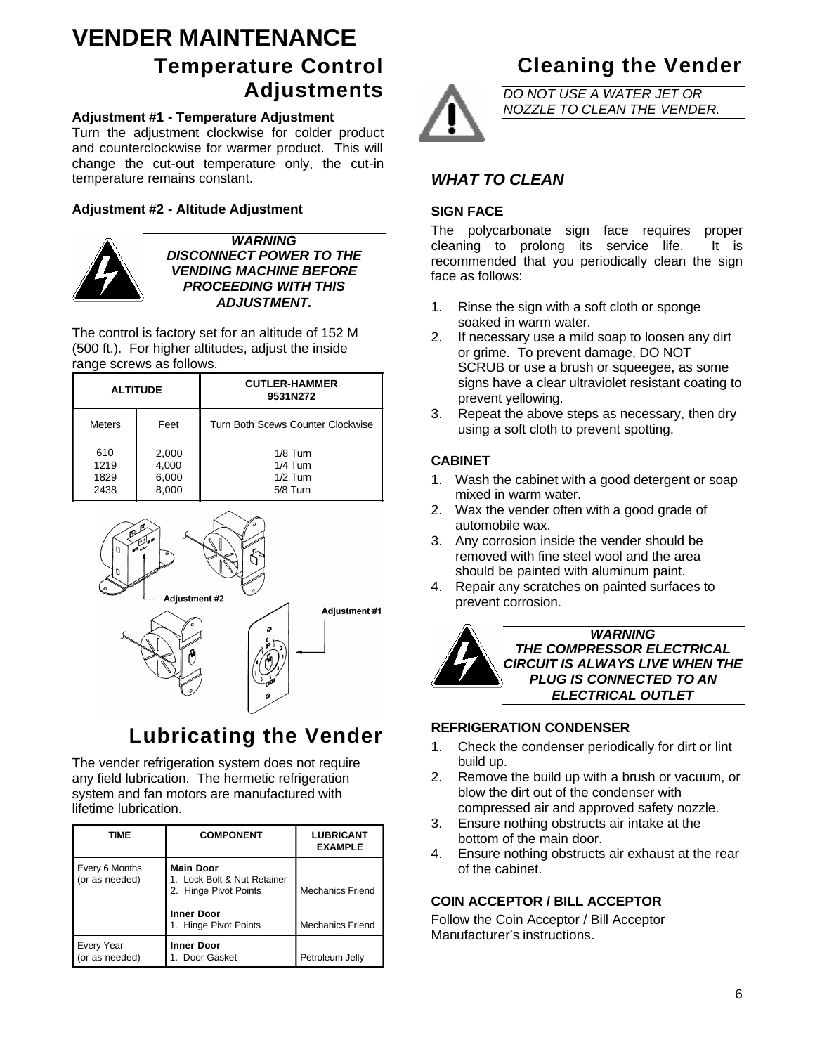# VENDER MAINTENANCE

## Temperature Control Adjustments

**Adjustment #1 - Temperature Adjustment**

Turn the adjustment clockwise for colder product and counterclockwise for warmer product. This will change the cut-out temperature only, the cut-in temperature remains constant.

**Adjustment #2 - Altitude Adjustment**

***WARNING***
***DISCONNECT POWER TO THE VENDING MACHINE BEFORE PROCEEDING WITH THIS ADJUSTMENT.***

The control is factory set for an altitude of 152 M (500 ft.). For higher altitudes, adjust the inside range screws as follows.

| ALTITUDE | | CUTLER-HAMMER 9531N272 |
|---|---|---|
| Meters | Feet | Turn Both Scews Counter Clockwise |
| 610 | 2,000 | 1/8 Turn |
| 1219 | 4,000 | 1/4 Turn |
| 1829 | 6,000 | 1/2 Turn |
| 2438 | 8,000 | 5/8 Turn |

Adjustment #2

Adjustment #1

## Lubricating the Vender

The vender refrigeration system does not require any field lubrication. The hermetic refrigeration system and fan motors are manufactured with lifetime lubrication.

| TIME | COMPONENT | LUBRICANT EXAMPLE |
|---|---|---|
| Every 6 Months (or as needed) | **Main Door**<br>1. Lock Bolt & Nut Retainer<br>2. Hinge Pivot Points | Mechanics Friend |
| | **Inner Door**<br>1. Hinge Pivot Points | Mechanics Friend |
| Every Year (or as needed) | **Inner Door**<br>1. Door Gasket | Petroleum Jelly |

## Cleaning the Vender

*DO NOT USE A WATER JET OR NOZZLE TO CLEAN THE VENDER.*

### *WHAT TO CLEAN*

**SIGN FACE**

The polycarbonate sign face requires proper cleaning to prolong its service life. It is recommended that you periodically clean the sign face as follows:

1. Rinse the sign with a soft cloth or sponge soaked in warm water.
2. If necessary use a mild soap to loosen any dirt or grime. To prevent damage, DO NOT SCRUB or use a brush or squeegee, as some signs have a clear ultraviolet resistant coating to prevent yellowing.
3. Repeat the above steps as necessary, then dry using a soft cloth to prevent spotting.

**CABINET**

1. Wash the cabinet with a good detergent or soap mixed in warm water.
2. Wax the vender often with a good grade of automobile wax.
3. Any corrosion inside the vender should be removed with fine steel wool and the area should be painted with aluminum paint.
4. Repair any scratches on painted surfaces to prevent corrosion.

***WARNING***
***THE COMPRESSOR ELECTRICAL CIRCUIT IS ALWAYS LIVE WHEN THE PLUG IS CONNECTED TO AN ELECTRICAL OUTLET***

**REFRIGERATION CONDENSER**

1. Check the condenser periodically for dirt or lint build up.
2. Remove the build up with a brush or vacuum, or blow the dirt out of the condenser with compressed air and approved safety nozzle.
3. Ensure nothing obstructs air intake at the bottom of the main door.
4. Ensure nothing obstructs air exhaust at the rear of the cabinet.

**COIN ACCEPTOR / BILL ACCEPTOR**

Follow the Coin Acceptor / Bill Acceptor Manufacturer's instructions.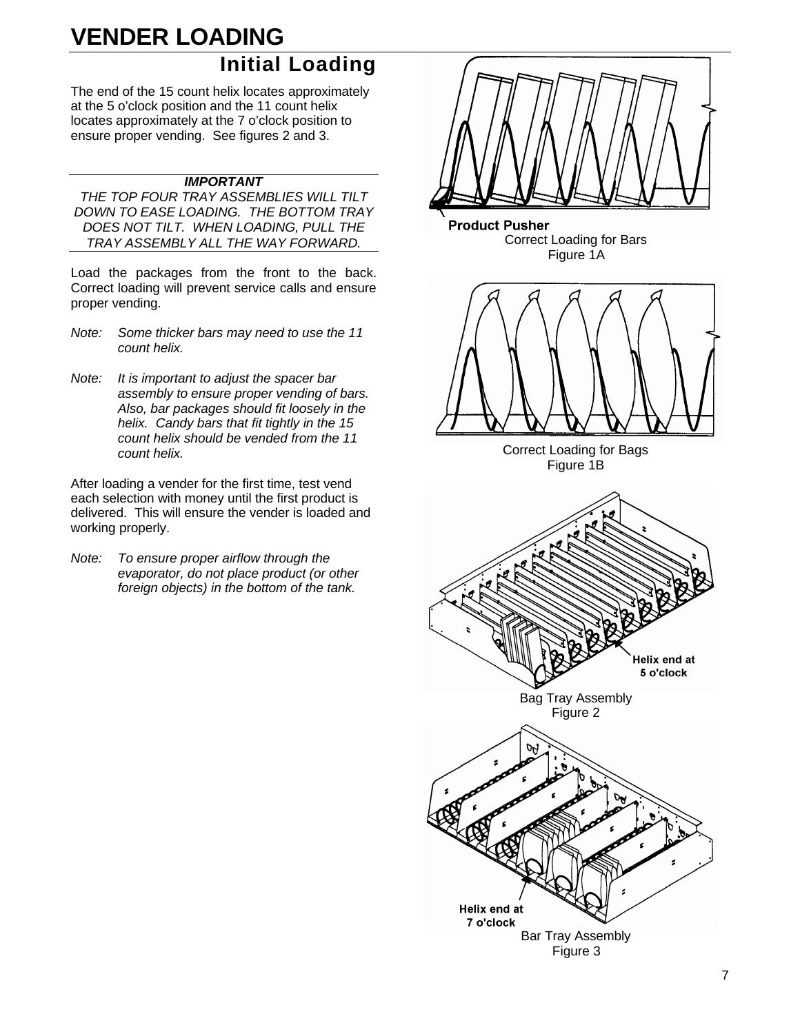# VENDER LOADING

## Initial Loading

The end of the 15 count helix locates approximately at the 5 o'clock position and the 11 count helix locates approximately at the 7 o'clock position to ensure proper vending. See figures 2 and 3.

---

***IMPORTANT***

*THE TOP FOUR TRAY ASSEMBLIES WILL TILT DOWN TO EASE LOADING. THE BOTTOM TRAY DOES NOT TILT. WHEN LOADING, PULL THE TRAY ASSEMBLY ALL THE WAY FORWARD.*

---

Load the packages from the front to the back. Correct loading will prevent service calls and ensure proper vending.

*Note: Some thicker bars may need to use the 11 count helix.*

*Note: It is important to adjust the spacer bar assembly to ensure proper vending of bars. Also, bar packages should fit loosely in the helix. Candy bars that fit tightly in the 15 count helix should be vended from the 11 count helix.*

After loading a vender for the first time, test vend each selection with money until the first product is delivered. This will ensure the vender is loaded and working properly.

*Note: To ensure proper airflow through the evaporator, do not place product (or other foreign objects) in the bottom of the tank.*

Product Pusher

Correct Loading for Bars
Figure 1A

Correct Loading for Bags
Figure 1B

Helix end at 5 o'clock

Bag Tray Assembly
Figure 2

Helix end at 7 o'clock

Bar Tray Assembly
Figure 3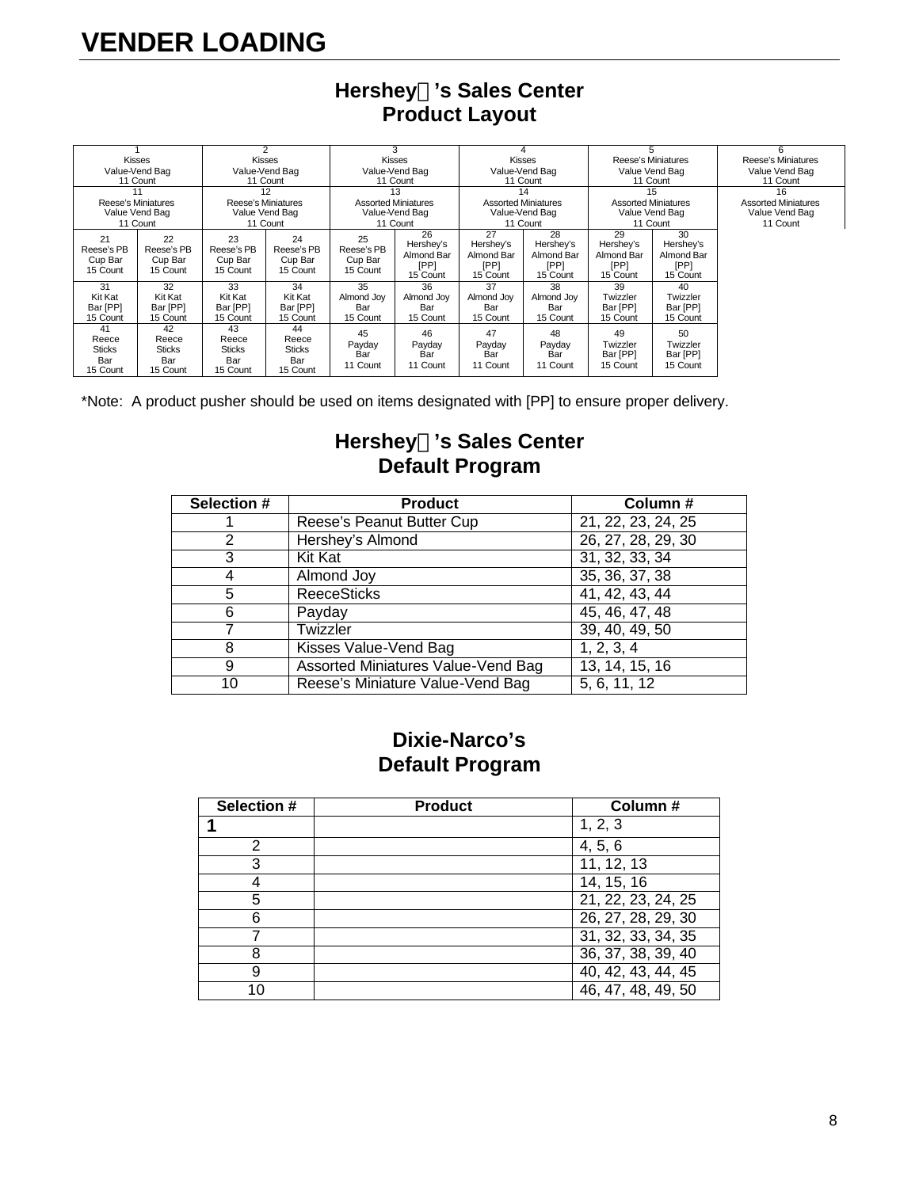# VENDER LOADING

## Hershey's Sales Center
## Product Layout

| | | | | | | | | | | |
|---|---|---|---|---|---|---|---|---|---|---|
| 1 Kisses Value-Vend Bag 11 Count | | 2 Kisses Value-Vend Bag 11 Count | | 3 Kisses Value-Vend Bag 11 Count | | 4 Kisses Value-Vend Bag 11 Count | | 5 Reese's Miniatures Value Vend Bag 11 Count | | 6 Reese's Miniatures Value Vend Bag 11 Count |
| 11 Reese's Miniatures Value Vend Bag 11 Count | | 12 Reese's Miniatures Value Vend Bag 11 Count | | 13 Assorted Miniatures Value-Vend Bag 11 Count | | 14 Assorted Miniatures Value-Vend Bag 11 Count | | 15 Assorted Miniatures Value Vend Bag 11 Count | | 16 Assorted Miniatures Value Vend Bag 11 Count |
| 21 Reese's PB Cup Bar 15 Count | 22 Reese's PB Cup Bar 15 Count | 23 Reese's PB Cup Bar 15 Count | 24 Reese's PB Cup Bar 15 Count | 25 Reese's PB Cup Bar 15 Count | 26 Hershey's Almond Bar [PP] 15 Count | 27 Hershey's Almond Bar [PP] 15 Count | 28 Hershey's Almond Bar [PP] 15 Count | 29 Hershey's Almond Bar [PP] 15 Count | 30 Hershey's Almond Bar [PP] 15 Count | |
| 31 Kit Kat Bar [PP] 15 Count | 32 Kit Kat Bar [PP] 15 Count | 33 Kit Kat Bar [PP] 15 Count | 34 Kit Kat Bar [PP] 15 Count | 35 Almond Joy Bar 15 Count | 36 Almond Joy Bar 15 Count | 37 Almond Joy Bar 15 Count | 38 Almond Joy Bar 15 Count | 39 Twizzler Bar [PP] 15 Count | 40 Twizzler Bar [PP] 15 Count | |
| 41 Reece Sticks Bar 15 Count | 42 Reece Sticks Bar 15 Count | 43 Reece Sticks Bar 15 Count | 44 Reece Sticks Bar 15 Count | 45 Payday Bar 11 Count | 46 Payday Bar 11 Count | 47 Payday Bar 11 Count | 48 Payday Bar 11 Count | 49 Twizzler Bar [PP] 15 Count | 50 Twizzler Bar [PP] 15 Count | |

*Note: A product pusher should be used on items designated with [PP] to ensure proper delivery.

## Hershey's Sales Center
## Default Program

| Selection # | Product | Column # |
|---|---|---|
| 1 | Reese's Peanut Butter Cup | 21, 22, 23, 24, 25 |
| 2 | Hershey's Almond | 26, 27, 28, 29, 30 |
| 3 | Kit Kat | 31, 32, 33, 34 |
| 4 | Almond Joy | 35, 36, 37, 38 |
| 5 | ReeceSticks | 41, 42, 43, 44 |
| 6 | Payday | 45, 46, 47, 48 |
| 7 | Twizzler | 39, 40, 49, 50 |
| 8 | Kisses Value-Vend Bag | 1, 2, 3, 4 |
| 9 | Assorted Miniatures Value-Vend Bag | 13, 14, 15, 16 |
| 10 | Reese's Miniature Value-Vend Bag | 5, 6, 11, 12 |

## Dixie-Narco's
## Default Program

| Selection # | Product | Column # |
|---|---|---|
| **1** | | 1, 2, 3 |
| 2 | | 4, 5, 6 |
| 3 | | 11, 12, 13 |
| 4 | | 14, 15, 16 |
| 5 | | 21, 22, 23, 24, 25 |
| 6 | | 26, 27, 28, 29, 30 |
| 7 | | 31, 32, 33, 34, 35 |
| 8 | | 36, 37, 38, 39, 40 |
| 9 | | 40, 42, 43, 44, 45 |
| 10 | | 46, 47, 48, 49, 50 |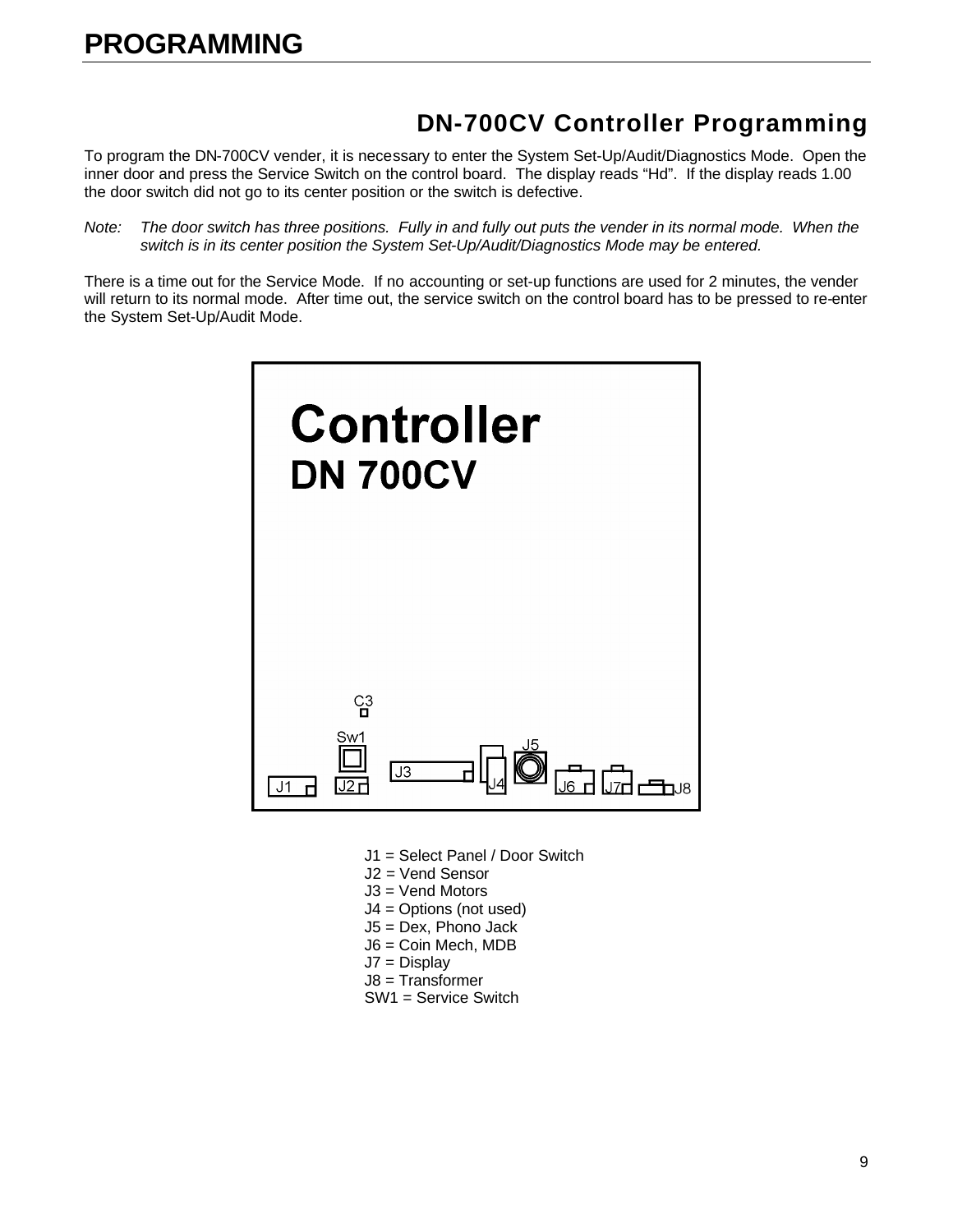# PROGRAMMING

## DN-700CV Controller Programming

To program the DN-700CV vender, it is necessary to enter the System Set-Up/Audit/Diagnostics Mode. Open the inner door and press the Service Switch on the control board. The display reads "Hd". If the display reads 1.00 the door switch did not go to its center position or the switch is defective.

*Note: The door switch has three positions. Fully in and fully out puts the vender in its normal mode. When the switch is in its center position the System Set-Up/Audit/Diagnostics Mode may be entered.*

There is a time out for the Service Mode. If no accounting or set-up functions are used for 2 minutes, the vender will return to its normal mode. After time out, the service switch on the control board has to be pressed to re-enter the System Set-Up/Audit Mode.

**Controller**
**DN 700CV**

C3, Sw1, J1, J2, J3, J4, J5, J6, J7, J8

J1 = Select Panel / Door Switch
J2 = Vend Sensor
J3 = Vend Motors
J4 = Options (not used)
J5 = Dex, Phono Jack
J6 = Coin Mech, MDB
J7 = Display
J8 = Transformer
SW1 = Service Switch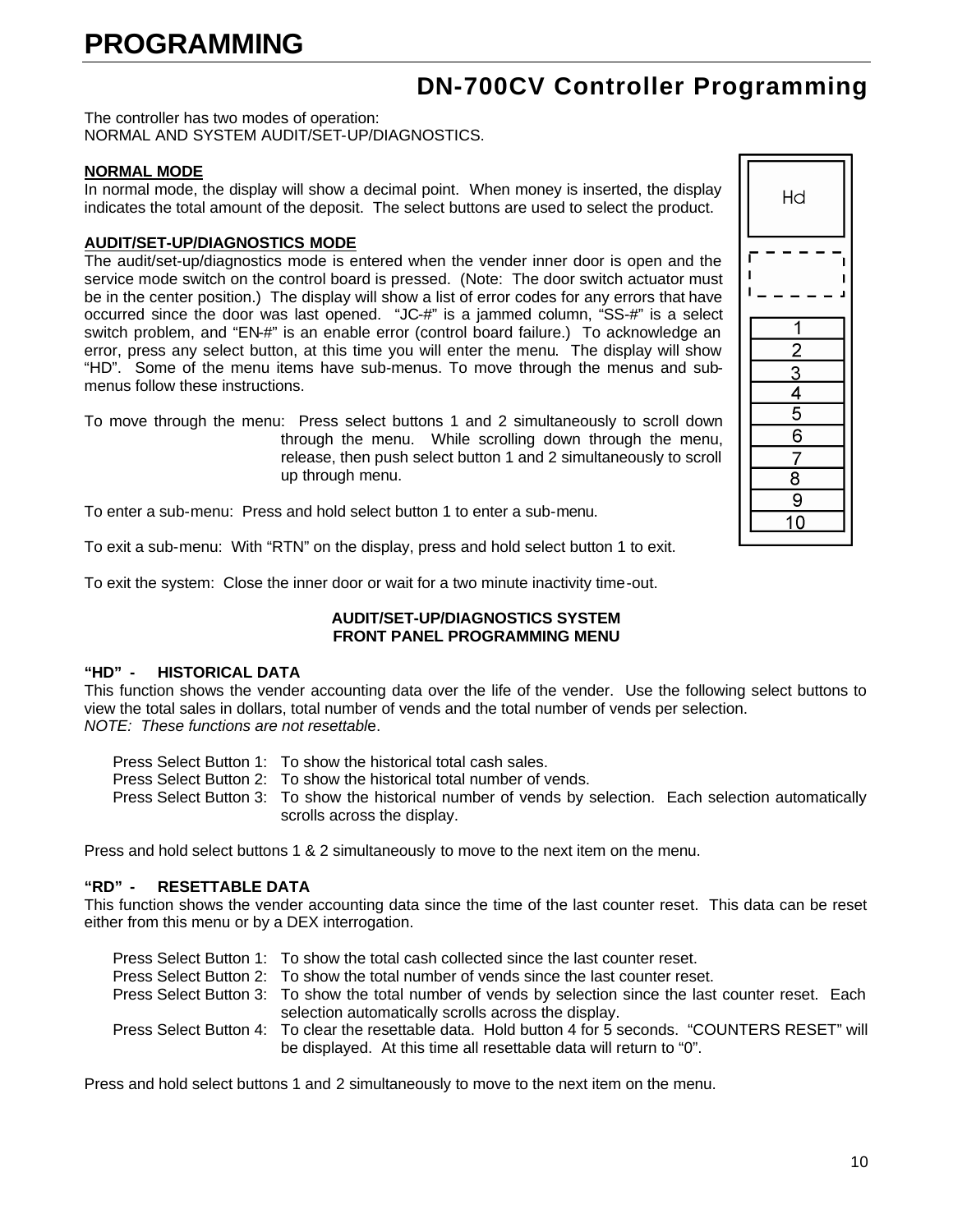# PROGRAMMING

## DN-700CV Controller Programming

The controller has two modes of operation:
NORMAL AND SYSTEM AUDIT/SET-UP/DIAGNOSTICS.

**NORMAL MODE**

In normal mode, the display will show a decimal point. When money is inserted, the display indicates the total amount of the deposit. The select buttons are used to select the product.

**AUDIT/SET-UP/DIAGNOSTICS MODE**

The audit/set-up/diagnostics mode is entered when the vender inner door is open and the service mode switch on the control board is pressed. (Note: The door switch actuator must be in the center position.) The display will show a list of error codes for any errors that have occurred since the door was last opened. "JC-#" is a jammed column, "SS-#" is a select switch problem, and "EN-#" is an enable error (control board failure.) To acknowledge an error, press any select button, at this time you will enter the menu. The display will show "HD". Some of the menu items have sub-menus. To move through the menus and sub-menus follow these instructions.

To move through the menu: Press select buttons 1 and 2 simultaneously to scroll down through the menu. While scrolling down through the menu, release, then push select button 1 and 2 simultaneously to scroll up through menu.

To enter a sub-menu: Press and hold select button 1 to enter a sub-menu.

To exit a sub-menu: With "RTN" on the display, press and hold select button 1 to exit.

To exit the system: Close the inner door or wait for a two minute inactivity time-out.

Hd

1
2
3
4
5
6
7
8
9
10

**AUDIT/SET-UP/DIAGNOSTICS SYSTEM**
**FRONT PANEL PROGRAMMING MENU**

**"HD" - HISTORICAL DATA**

This function shows the vender accounting data over the life of the vender. Use the following select buttons to view the total sales in dollars, total number of vends and the total number of vends per selection.
*NOTE: These functions are not resettable*.

Press Select Button 1: To show the historical total cash sales.
Press Select Button 2: To show the historical total number of vends.
Press Select Button 3: To show the historical number of vends by selection. Each selection automatically scrolls across the display.

Press and hold select buttons 1 & 2 simultaneously to move to the next item on the menu.

**"RD" - RESETTABLE DATA**

This function shows the vender accounting data since the time of the last counter reset. This data can be reset either from this menu or by a DEX interrogation.

Press Select Button 1: To show the total cash collected since the last counter reset.
Press Select Button 2: To show the total number of vends since the last counter reset.
Press Select Button 3: To show the total number of vends by selection since the last counter reset. Each selection automatically scrolls across the display.
Press Select Button 4: To clear the resettable data. Hold button 4 for 5 seconds. "COUNTERS RESET" will be displayed. At this time all resettable data will return to "0".

Press and hold select buttons 1 and 2 simultaneously to move to the next item on the menu.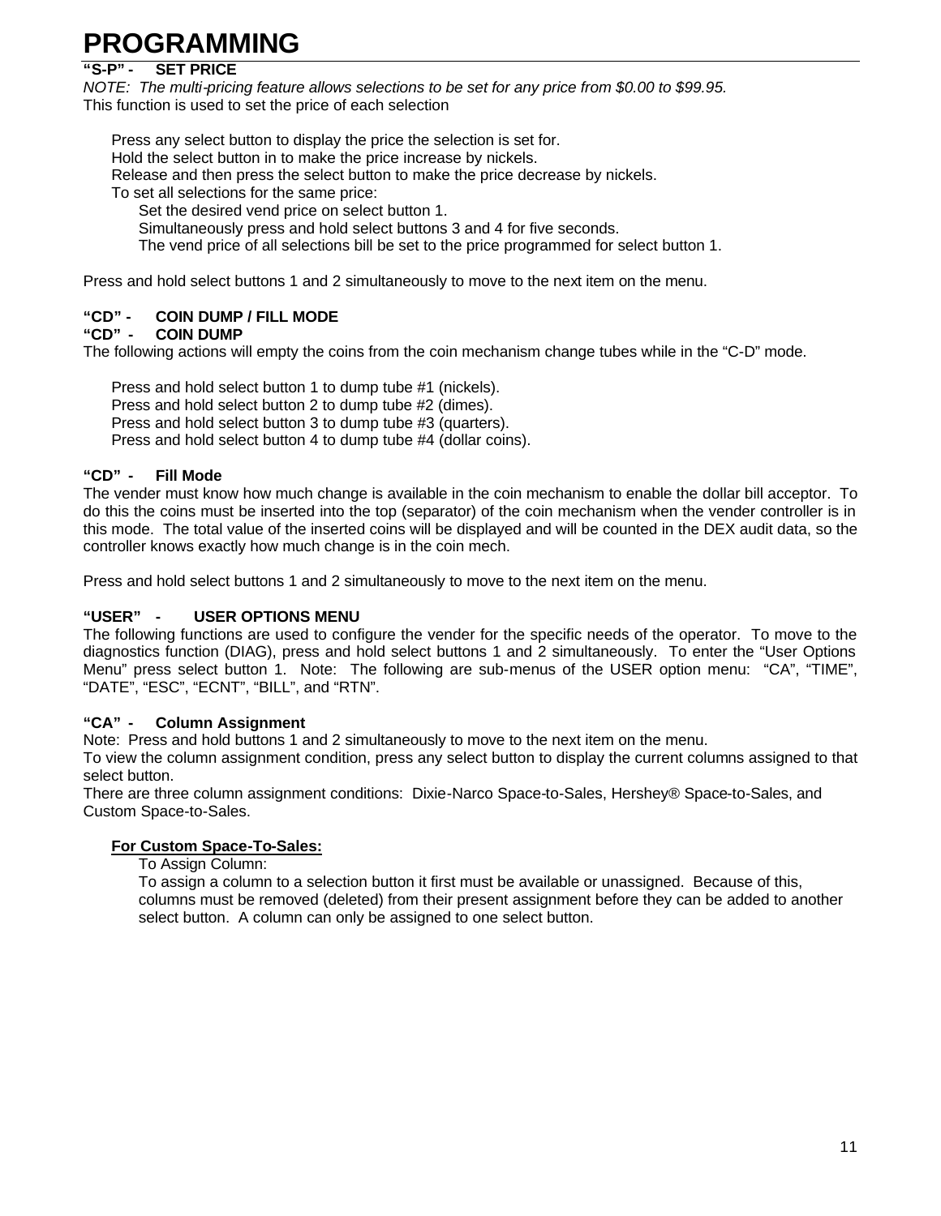# PROGRAMMING

**"S-P" - SET PRICE**

*NOTE: The multi-pricing feature allows selections to be set for any price from $0.00 to $99.95.*

This function is used to set the price of each selection

Press any select button to display the price the selection is set for.
Hold the select button in to make the price increase by nickels.
Release and then press the select button to make the price decrease by nickels.
To set all selections for the same price:
 Set the desired vend price on select button 1.
 Simultaneously press and hold select buttons 3 and 4 for five seconds.
 The vend price of all selections bill be set to the price programmed for select button 1.

Press and hold select buttons 1 and 2 simultaneously to move to the next item on the menu.

**"CD" - COIN DUMP / FILL MODE**

**"CD" - COIN DUMP**

The following actions will empty the coins from the coin mechanism change tubes while in the "C-D" mode.

Press and hold select button 1 to dump tube #1 (nickels).
Press and hold select button 2 to dump tube #2 (dimes).
Press and hold select button 3 to dump tube #3 (quarters).
Press and hold select button 4 to dump tube #4 (dollar coins).

**"CD" - Fill Mode**

The vender must know how much change is available in the coin mechanism to enable the dollar bill acceptor. To do this the coins must be inserted into the top (separator) of the coin mechanism when the vender controller is in this mode. The total value of the inserted coins will be displayed and will be counted in the DEX audit data, so the controller knows exactly how much change is in the coin mech.

Press and hold select buttons 1 and 2 simultaneously to move to the next item on the menu.

**"USER" - USER OPTIONS MENU**

The following functions are used to configure the vender for the specific needs of the operator. To move to the diagnostics function (DIAG), press and hold select buttons 1 and 2 simultaneously. To enter the "User Options Menu" press select button 1. Note: The following are sub-menus of the USER option menu: "CA", "TIME", "DATE", "ESC", "ECNT", "BILL", and "RTN".

**"CA" - Column Assignment**

Note: Press and hold buttons 1 and 2 simultaneously to move to the next item on the menu.
To view the column assignment condition, press any select button to display the current columns assigned to that select button.
There are three column assignment conditions: Dixie-Narco Space-to-Sales, Hershey® Space-to-Sales, and Custom Space-to-Sales.

**<u>For Custom Space-To-Sales:</u>**

To Assign Column:
To assign a column to a selection button it first must be available or unassigned. Because of this, columns must be removed (deleted) from their present assignment before they can be added to another select button. A column can only be assigned to one select button.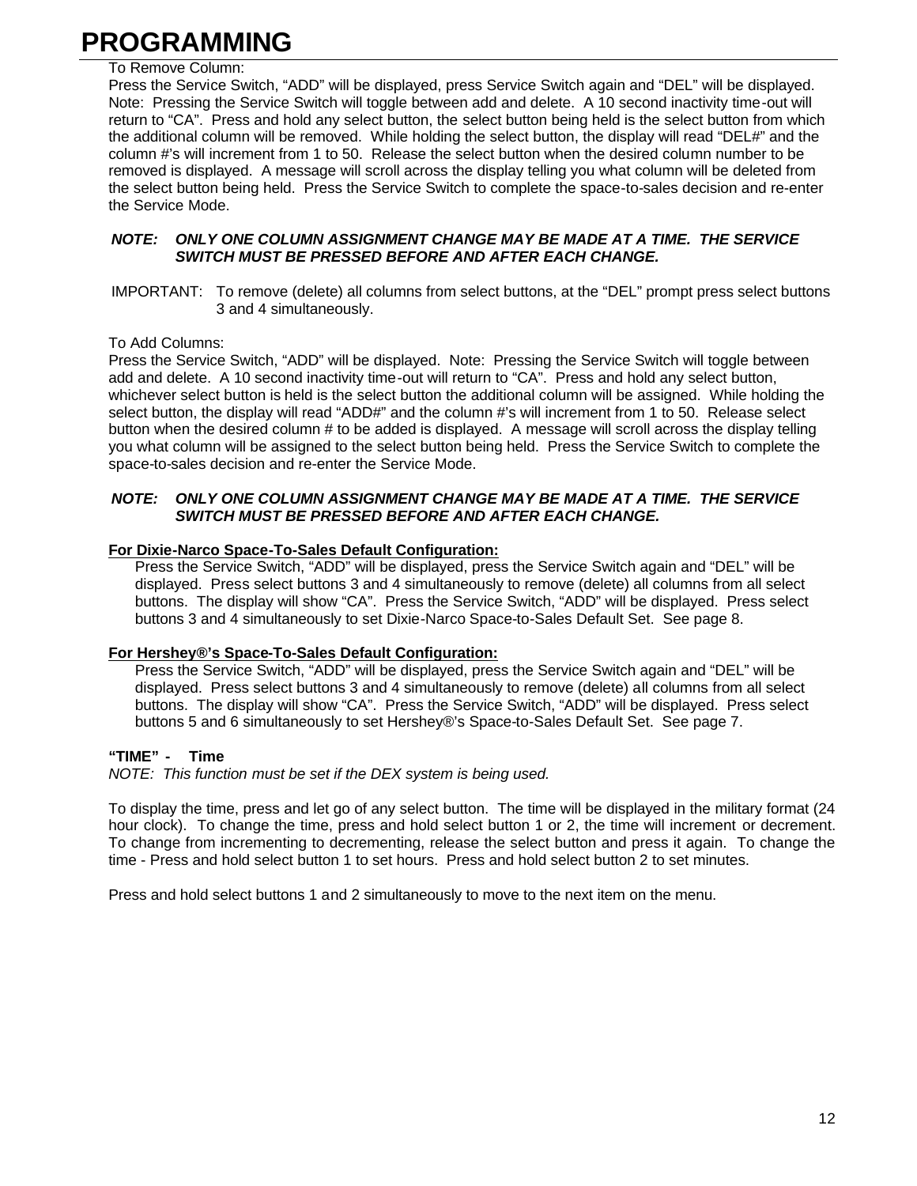# PROGRAMMING

To Remove Column:
Press the Service Switch, "ADD" will be displayed, press Service Switch again and "DEL" will be displayed. Note: Pressing the Service Switch will toggle between add and delete. A 10 second inactivity time-out will return to "CA". Press and hold any select button, the select button being held is the select button from which the additional column will be removed. While holding the select button, the display will read "DEL#" and the column #'s will increment from 1 to 50. Release the select button when the desired column number to be removed is displayed. A message will scroll across the display telling you what column will be deleted from the select button being held. Press the Service Switch to complete the space-to-sales decision and re-enter the Service Mode.

***NOTE: ONLY ONE COLUMN ASSIGNMENT CHANGE MAY BE MADE AT A TIME. THE SERVICE SWITCH MUST BE PRESSED BEFORE AND AFTER EACH CHANGE.***

IMPORTANT: To remove (delete) all columns from select buttons, at the "DEL" prompt press select buttons 3 and 4 simultaneously.

To Add Columns:
Press the Service Switch, "ADD" will be displayed. Note: Pressing the Service Switch will toggle between add and delete. A 10 second inactivity time-out will return to "CA". Press and hold any select button, whichever select button is held is the select button the additional column will be assigned. While holding the select button, the display will read "ADD#" and the column #'s will increment from 1 to 50. Release select button when the desired column # to be added is displayed. A message will scroll across the display telling you what column will be assigned to the select button being held. Press the Service Switch to complete the space-to-sales decision and re-enter the Service Mode.

***NOTE: ONLY ONE COLUMN ASSIGNMENT CHANGE MAY BE MADE AT A TIME. THE SERVICE SWITCH MUST BE PRESSED BEFORE AND AFTER EACH CHANGE.***

**For Dixie-Narco Space-To-Sales Default Configuration:**

Press the Service Switch, "ADD" will be displayed, press the Service Switch again and "DEL" will be displayed. Press select buttons 3 and 4 simultaneously to remove (delete) all columns from all select buttons. The display will show "CA". Press the Service Switch, "ADD" will be displayed. Press select buttons 3 and 4 simultaneously to set Dixie-Narco Space-to-Sales Default Set. See page 8.

**For Hershey®'s Space-To-Sales Default Configuration:**

Press the Service Switch, "ADD" will be displayed, press the Service Switch again and "DEL" will be displayed. Press select buttons 3 and 4 simultaneously to remove (delete) all columns from all select buttons. The display will show "CA". Press the Service Switch, "ADD" will be displayed. Press select buttons 5 and 6 simultaneously to set Hershey®'s Space-to-Sales Default Set. See page 7.

**"TIME" - Time**

*NOTE: This function must be set if the DEX system is being used.*

To display the time, press and let go of any select button. The time will be displayed in the military format (24 hour clock). To change the time, press and hold select button 1 or 2, the time will increment or decrement. To change from incrementing to decrementing, release the select button and press it again. To change the time - Press and hold select button 1 to set hours. Press and hold select button 2 to set minutes.

Press and hold select buttons 1 and 2 simultaneously to move to the next item on the menu.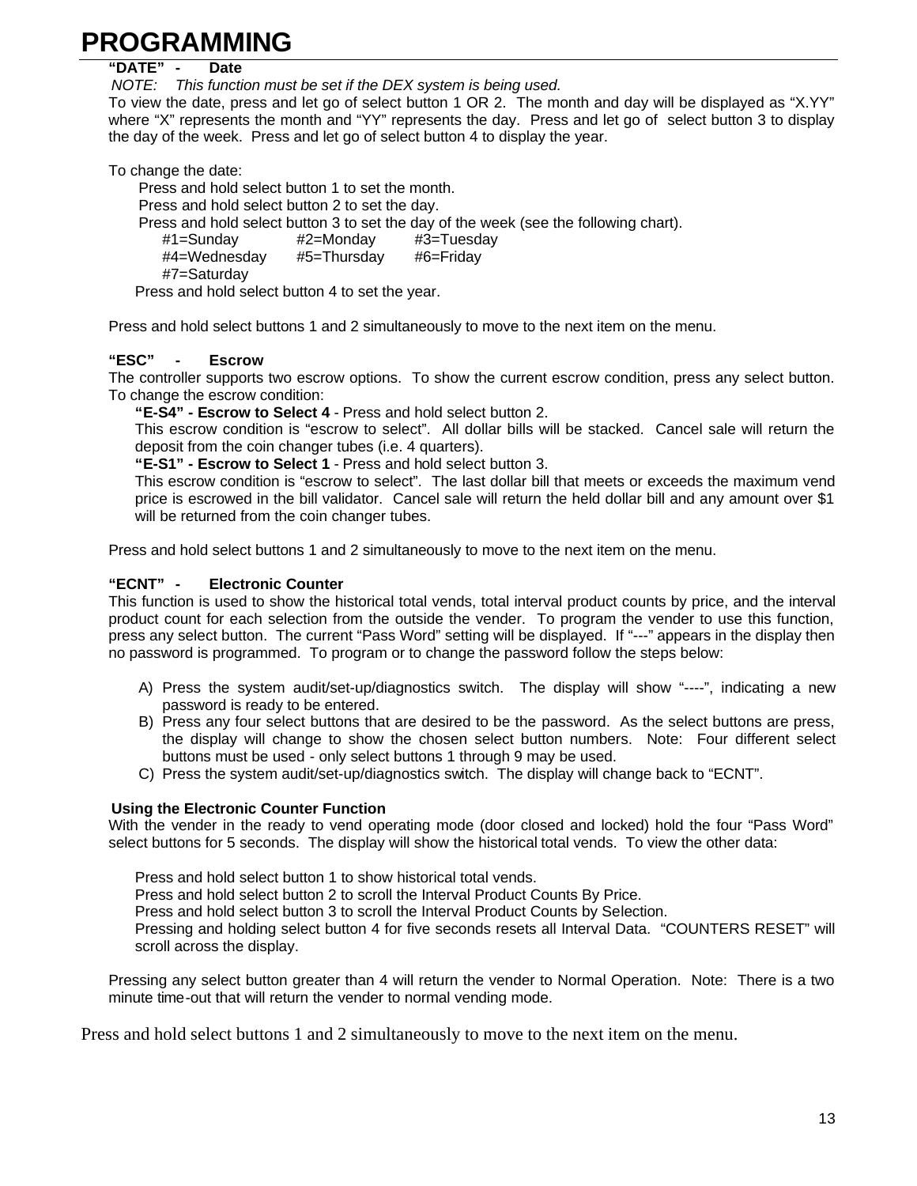# PROGRAMMING

**"DATE" - Date**

*NOTE: This function must be set if the DEX system is being used.*

To view the date, press and let go of select button 1 OR 2. The month and day will be displayed as "X.YY" where "X" represents the month and "YY" represents the day. Press and let go of select button 3 to display the day of the week. Press and let go of select button 4 to display the year.

To change the date:

Press and hold select button 1 to set the month.
Press and hold select button 2 to set the day.
Press and hold select button 3 to set the day of the week (see the following chart).

| | | |
|---|---|---|
| #1=Sunday | #2=Monday | #3=Tuesday |
| #4=Wednesday | #5=Thursday | #6=Friday |
| #7=Saturday | | |

Press and hold select button 4 to set the year.

Press and hold select buttons 1 and 2 simultaneously to move to the next item on the menu.

**"ESC" - Escrow**

The controller supports two escrow options. To show the current escrow condition, press any select button. To change the escrow condition:

**"E-S4" - Escrow to Select 4** - Press and hold select button 2.
This escrow condition is "escrow to select". All dollar bills will be stacked. Cancel sale will return the deposit from the coin changer tubes (i.e. 4 quarters).

**"E-S1" - Escrow to Select 1** - Press and hold select button 3.
This escrow condition is "escrow to select". The last dollar bill that meets or exceeds the maximum vend price is escrowed in the bill validator. Cancel sale will return the held dollar bill and any amount over $1 will be returned from the coin changer tubes.

Press and hold select buttons 1 and 2 simultaneously to move to the next item on the menu.

**"ECNT" - Electronic Counter**

This function is used to show the historical total vends, total interval product counts by price, and the interval product count for each selection from the outside the vender. To program the vender to use this function, press any select button. The current "Pass Word" setting will be displayed. If "---" appears in the display then no password is programmed. To program or to change the password follow the steps below:

A) Press the system audit/set-up/diagnostics switch. The display will show "----", indicating a new password is ready to be entered.
B) Press any four select buttons that are desired to be the password. As the select buttons are press, the display will change to show the chosen select button numbers. Note: Four different select buttons must be used - only select buttons 1 through 9 may be used.
C) Press the system audit/set-up/diagnostics switch. The display will change back to "ECNT".

**Using the Electronic Counter Function**

With the vender in the ready to vend operating mode (door closed and locked) hold the four "Pass Word" select buttons for 5 seconds. The display will show the historical total vends. To view the other data:

Press and hold select button 1 to show historical total vends.
Press and hold select button 2 to scroll the Interval Product Counts By Price.
Press and hold select button 3 to scroll the Interval Product Counts by Selection.
Pressing and holding select button 4 for five seconds resets all Interval Data. "COUNTERS RESET" will scroll across the display.

Pressing any select button greater than 4 will return the vender to Normal Operation. Note: There is a two minute time-out that will return the vender to normal vending mode.

Press and hold select buttons 1 and 2 simultaneously to move to the next item on the menu.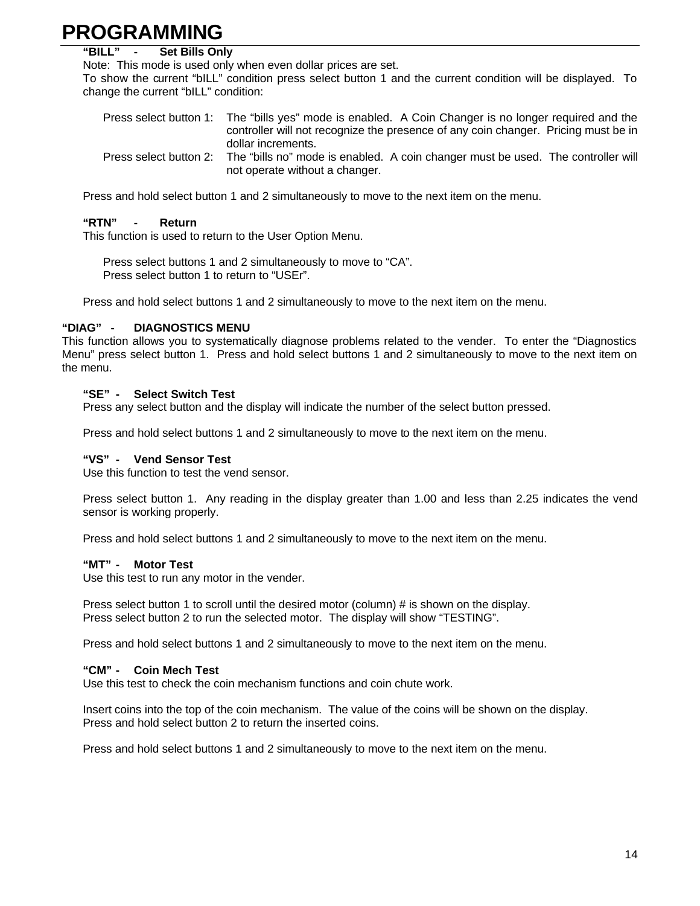# PROGRAMMING

**"BILL" - Set Bills Only**

Note: This mode is used only when even dollar prices are set.

To show the current "bILL" condition press select button 1 and the current condition will be displayed. To change the current "bILL" condition:

Press select button 1: The "bills yes" mode is enabled. A Coin Changer is no longer required and the controller will not recognize the presence of any coin changer. Pricing must be in dollar increments.

Press select button 2: The "bills no" mode is enabled. A coin changer must be used. The controller will not operate without a changer.

Press and hold select button 1 and 2 simultaneously to move to the next item on the menu.

**"RTN" - Return**

This function is used to return to the User Option Menu.

Press select buttons 1 and 2 simultaneously to move to "CA".
Press select button 1 to return to "USEr".

Press and hold select buttons 1 and 2 simultaneously to move to the next item on the menu.

**"DIAG" - DIAGNOSTICS MENU**

This function allows you to systematically diagnose problems related to the vender. To enter the "Diagnostics Menu" press select button 1. Press and hold select buttons 1 and 2 simultaneously to move to the next item on the menu.

**"SE" - Select Switch Test**

Press any select button and the display will indicate the number of the select button pressed.

Press and hold select buttons 1 and 2 simultaneously to move to the next item on the menu.

**"VS" - Vend Sensor Test**

Use this function to test the vend sensor.

Press select button 1. Any reading in the display greater than 1.00 and less than 2.25 indicates the vend sensor is working properly.

Press and hold select buttons 1 and 2 simultaneously to move to the next item on the menu.

**"MT" - Motor Test**

Use this test to run any motor in the vender.

Press select button 1 to scroll until the desired motor (column) # is shown on the display.
Press select button 2 to run the selected motor. The display will show "TESTING".

Press and hold select buttons 1 and 2 simultaneously to move to the next item on the menu.

**"CM" - Coin Mech Test**

Use this test to check the coin mechanism functions and coin chute work.

Insert coins into the top of the coin mechanism. The value of the coins will be shown on the display.
Press and hold select button 2 to return the inserted coins.

Press and hold select buttons 1 and 2 simultaneously to move to the next item on the menu.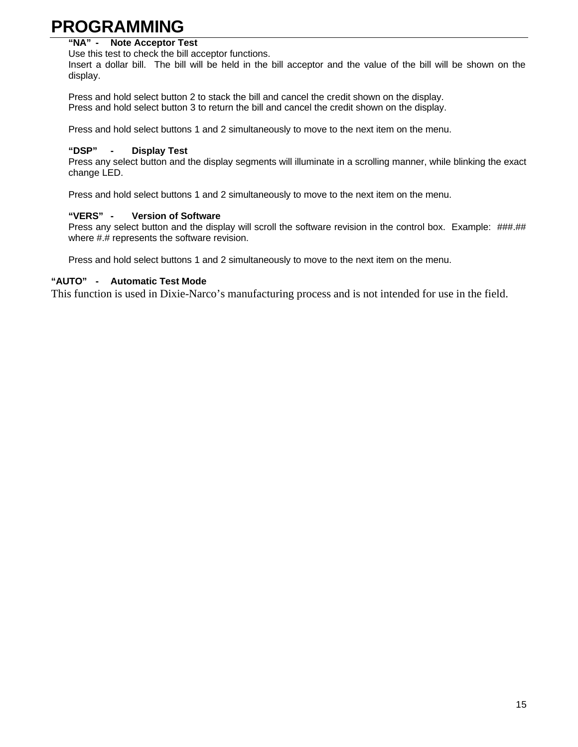# PROGRAMMING

**"NA" - Note Acceptor Test**

Use this test to check the bill acceptor functions.

Insert a dollar bill. The bill will be held in the bill acceptor and the value of the bill will be shown on the display.

Press and hold select button 2 to stack the bill and cancel the credit shown on the display.
Press and hold select button 3 to return the bill and cancel the credit shown on the display.

Press and hold select buttons 1 and 2 simultaneously to move to the next item on the menu.

**"DSP" - Display Test**

Press any select button and the display segments will illuminate in a scrolling manner, while blinking the exact change LED.

Press and hold select buttons 1 and 2 simultaneously to move to the next item on the menu.

**"VERS" - Version of Software**

Press any select button and the display will scroll the software revision in the control box. Example: ###.## where #.# represents the software revision.

Press and hold select buttons 1 and 2 simultaneously to move to the next item on the menu.

**"AUTO" - Automatic Test Mode**

This function is used in Dixie-Narco's manufacturing process and is not intended for use in the field.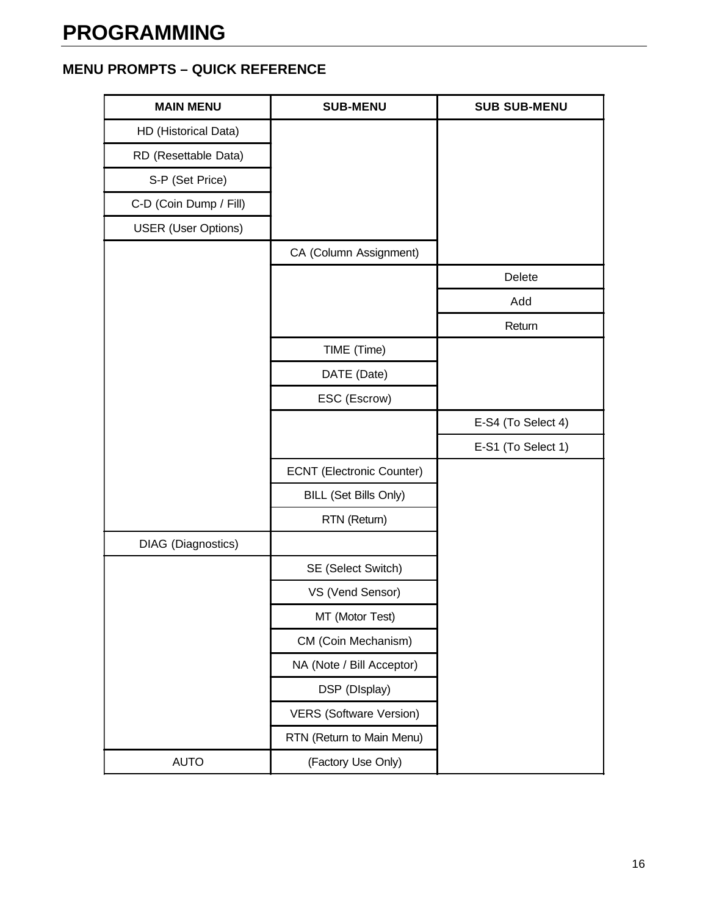# PROGRAMMING

## MENU PROMPTS – QUICK REFERENCE

| MAIN MENU | SUB-MENU | SUB SUB-MENU |
| --- | --- | --- |
| HD (Historical Data) | | |
| RD (Resettable Data) | | |
| S-P (Set Price) | | |
| C-D (Coin Dump / Fill) | | |
| USER (User Options) | | |
| | CA (Column Assignment) | |
| | | Delete |
| | | Add |
| | | Return |
| | TIME (Time) | |
| | DATE (Date) | |
| | ESC (Escrow) | |
| | | E-S4 (To Select 4) |
| | | E-S1 (To Select 1) |
| | ECNT (Electronic Counter) | |
| | BILL (Set Bills Only) | |
| | RTN (Return) | |
| DIAG (Diagnostics) | | |
| | SE (Select Switch) | |
| | VS (Vend Sensor) | |
| | MT (Motor Test) | |
| | CM (Coin Mechanism) | |
| | NA (Note / Bill Acceptor) | |
| | DSP (DIsplay) | |
| | VERS (Software Version) | |
| | RTN (Return to Main Menu) | |
| AUTO | (Factory Use Only) | |